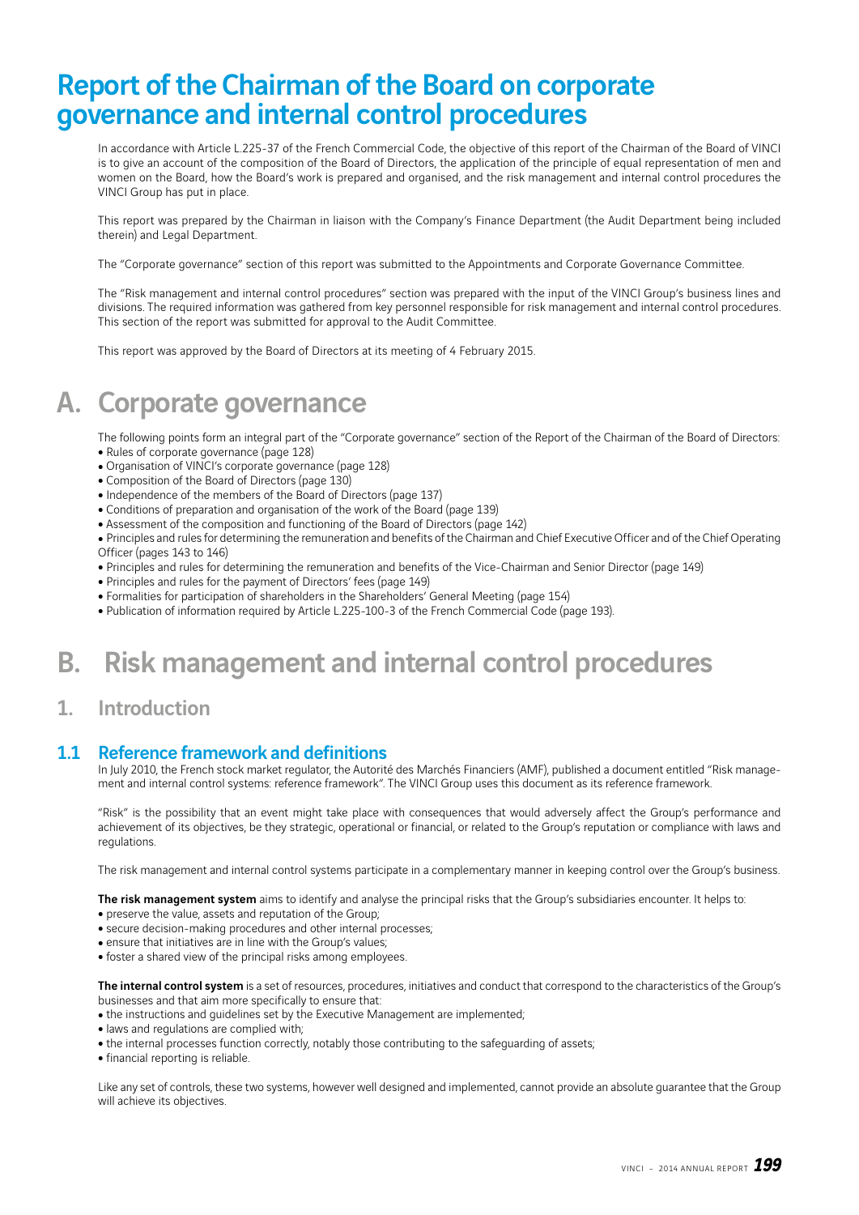# Report of the Chairman of the Board on corporate governance and internal control procedures

In accordance with Article L.225-37 of the French Commercial Code, the objective of this report of the Chairman of the Board of VINCI is to give an account of the composition of the Board of Directors, the application of the principle of equal representation of men and women on the Board, how the Board's work is prepared and organised, and the risk management and internal control procedures the VINCI Group has put in place.

This report was prepared by the Chairman in liaison with the Company's Finance Department (the Audit Department being included therein) and Legal Department.

The "Corporate governance" section of this report was submitted to the Appointments and Corporate Governance Committee.

The "Risk management and internal control procedures" section was prepared with the input of the VINCI Group's business lines and divisions. The required information was gathered from key personnel responsible for risk management and internal control procedures. This section of the report was submitted for approval to the Audit Committee.

This report was approved by the Board of Directors at its meeting of 4 February 2015.

# A. Corporate governance

The following points form an integral part of the "Corporate governance" section of the Report of the Chairman of the Board of Directors:

- Rules of corporate governance (page 128)
- Organisation of VINCI's corporate governance (page 128)
- Composition of the Board of Directors (page 130)
- Independence of the members of the Board of Directors (page 137)
- Conditions of preparation and organisation of the work of the Board (page 139)
- Assessment of the composition and functioning of the Board of Directors (page 142)
- Principles and rules for determining the remuneration and benefits of the Chairman and Chief Executive Officer and of the Chief Operating Officer (pages 143 to 146)
- Principles and rules for determining the remuneration and benefits of the Vice-Chairman and Senior Director (page 149)
- Principles and rules for the payment of Directors' fees (page 149)
- Formalities for participation of shareholders in the Shareholders' General Meeting (page 154)
- Publication of information required by Article L.225-100-3 of the French Commercial Code (page 193).

# B. Risk management and internal control procedures

## 1. Introduction

### 1.1 Reference framework and definitions

In July 2010, the French stock market regulator, the Autorité des Marchés Financiers (AMF), published a document entitled "Risk management and internal control systems: reference framework". The VINCI Group uses this document as its reference framework.

"Risk" is the possibility that an event might take place with consequences that would adversely affect the Group's performance and achievement of its objectives, be they strategic, operational or financial, or related to the Group's reputation or compliance with laws and regulations.

The risk management and internal control systems participate in a complementary manner in keeping control over the Group's business.

**The risk management system** aims to identify and analyse the principal risks that the Group's subsidiaries encounter. It helps to:

- preserve the value, assets and reputation of the Group;
- secure decision-making procedures and other internal processes;
- ensure that initiatives are in line with the Group's values;
- foster a shared view of the principal risks among employees.

**The internal control system** is a set of resources, procedures, initiatives and conduct that correspond to the characteristics of the Group's businesses and that aim more specifically to ensure that:

- the instructions and guidelines set by the Executive Management are implemented;
- laws and regulations are complied with;
- the internal processes function correctly, notably those contributing to the safeguarding of assets;
- financial reporting is reliable.

Like any set of controls, these two systems, however well designed and implemented, cannot provide an absolute guarantee that the Group will achieve its objectives.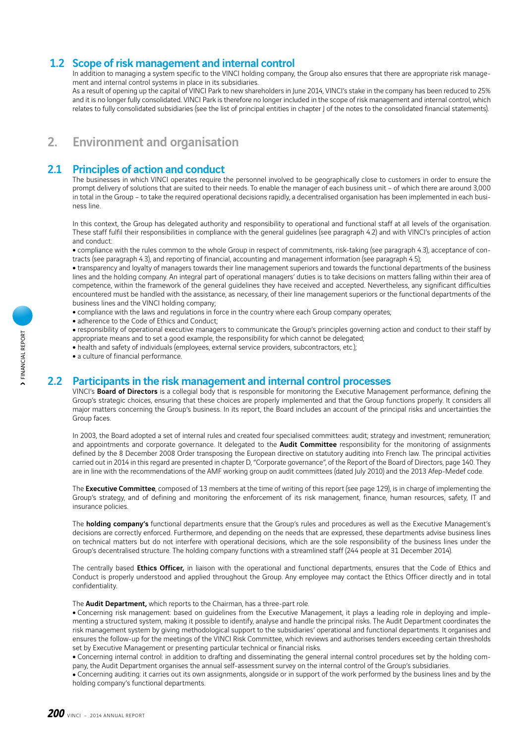## 1.2 Scope of risk management and internal control

In addition to managing a system specific to the VINCI holding company, the Group also ensures that there are appropriate risk management and internal control systems in place in its subsidiaries.

As a result of opening up the capital of VINCI Park to new shareholders in June 2014, VINCI's stake in the company has been reduced to 25% and it is no longer fully consolidated. VINCI Park is therefore no longer included in the scope of risk management and internal control, which relates to fully consolidated subsidiaries (see the list of principal entities in chapter J of the notes to the consolidated financial statements).

# 2. Environment and organisation

## 2.1 Principles of action and conduct

The businesses in which VINCI operates require the personnel involved to be geographically close to customers in order to ensure the prompt delivery of solutions that are suited to their needs. To enable the manager of each business unit – of which there are around 3,000 in total in the Group – to take the required operational decisions rapidly, a decentralised organisation has been implemented in each business line.

In this context, the Group has delegated authority and responsibility to operational and functional staff at all levels of the organisation. These staff fulfil their responsibilities in compliance with the general guidelines (see paragraph 4.2) and with VINCI's principles of action and conduct:

- compliance with the rules common to the whole Group in respect of commitments, risk-taking (see paragraph 4.3), acceptance of contracts (see paragraph 4.3), and reporting of financial, accounting and management information (see paragraph 4.5);
- transparency and loyalty of managers towards their line management superiors and towards the functional departments of the business lines and the holding company. An integral part of operational managers' duties is to take decisions on matters falling within their area of competence, within the framework of the general guidelines they have received and accepted. Nevertheless, any significant difficulties encountered must be handled with the assistance, as necessary, of their line management superiors or the functional departments of the business lines and the VINCI holding company;
- compliance with the laws and regulations in force in the country where each Group company operates;
- adherence to the Code of Ethics and Conduct;
- responsibility of operational executive managers to communicate the Group's principles governing action and conduct to their staff by appropriate means and to set a good example, the responsibility for which cannot be delegated;
- health and safety of individuals (employees, external service providers, subcontractors, etc.);
- a culture of financial performance.

## 2.2 Participants in the risk management and internal control processes

VINCI's **Board of Directors** is a collegial body that is responsible for monitoring the Executive Management performance, defining the Group's strategic choices, ensuring that these choices are properly implemented and that the Group functions properly. It considers all major matters concerning the Group's business. In its report, the Board includes an account of the principal risks and uncertainties the Group faces.

In 2003, the Board adopted a set of internal rules and created four specialised committees: audit; strategy and investment; remuneration; and appointments and corporate governance. It delegated to the **Audit Committee** responsibility for the monitoring of assignments defined by the 8 December 2008 Order transposing the European directive on statutory auditing into French law. The principal activities carried out in 2014 in this regard are presented in chapter D, "Corporate governance", of the Report of the Board of Directors, page 140. They are in line with the recommendations of the AMF working group on audit committees (dated July 2010) and the 2013 Afep-Medef code.

The **Executive Committee**, composed of 13 members at the time of writing of this report (see page 129), is in charge of implementing the Group's strategy, and of defining and monitoring the enforcement of its risk management, finance, human resources, safety, IT and insurance policies.

The **holding company's** functional departments ensure that the Group's rules and procedures as well as the Executive Management's decisions are correctly enforced. Furthermore, and depending on the needs that are expressed, these departments advise business lines on technical matters but do not interfere with operational decisions, which are the sole responsibility of the business lines under the Group's decentralised structure. The holding company functions with a streamlined staff (244 people at 31 December 2014).

The centrally based **Ethics Officer,** in liaison with the operational and functional departments, ensures that the Code of Ethics and Conduct is properly understood and applied throughout the Group. Any employee may contact the Ethics Officer directly and in total confidentiality.

The **Audit Department,** which reports to the Chairman, has a three-part role.

- Concerning risk management: based on guidelines from the Executive Management, it plays a leading role in deploying and implementing a structured system, making it possible to identify, analyse and handle the principal risks. The Audit Department coordinates the risk management system by giving methodological support to the subsidiaries' operational and functional departments. It organises and ensures the follow-up for the meetings of the VINCI Risk Committee, which reviews and authorises tenders exceeding certain thresholds set by Executive Management or presenting particular technical or financial risks.
- Concerning internal control: in addition to drafting and disseminating the general internal control procedures set by the holding company, the Audit Department organises the annual self-assessment survey on the internal control of the Group's subsidiaries.
- Concerning auditing: it carries out its own assignments, alongside or in support of the work performed by the business lines and by the holding company's functional departments.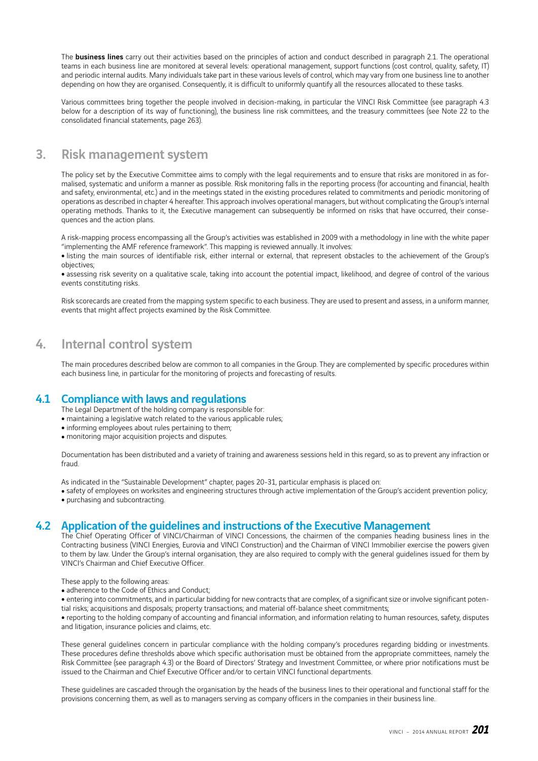The **business lines** carry out their activities based on the principles of action and conduct described in paragraph 2.1. The operational teams in each business line are monitored at several levels: operational management, support functions (cost control, quality, safety, IT) and periodic internal audits. Many individuals take part in these various levels of control, which may vary from one business line to another depending on how they are organised. Consequently, it is difficult to uniformly quantify all the resources allocated to these tasks.

Various committees bring together the people involved in decision-making, in particular the VINCI Risk Committee (see paragraph 4.3 below for a description of its way of functioning), the business line risk committees, and the treasury committees (see Note 22 to the consolidated financial statements, page 263).

## 3. Risk management system

The policy set by the Executive Committee aims to comply with the legal requirements and to ensure that risks are monitored in as formalised, systematic and uniform a manner as possible. Risk monitoring falls in the reporting process (for accounting and financial, health and safety, environmental, etc.) and in the meetings stated in the existing procedures related to commitments and periodic monitoring of operations as described in chapter 4 hereafter. This approach involves operational managers, but without complicating the Group's internal operating methods. Thanks to it, the Executive management can subsequently be informed on risks that have occurred, their consequences and the action plans.

A risk-mapping process encompassing all the Group's activities was established in 2009 with a methodology in line with the white paper "implementing the AMF reference framework". This mapping is reviewed annually. It involves:

- listing the main sources of identifiable risk, either internal or external, that represent obstacles to the achievement of the Group's objectives;
- assessing risk severity on a qualitative scale, taking into account the potential impact, likelihood, and degree of control of the various events constituting risks.

Risk scorecards are created from the mapping system specific to each business. They are used to present and assess, in a uniform manner, events that might affect projects examined by the Risk Committee.

## 4. Internal control system

The main procedures described below are common to all companies in the Group. They are complemented by specific procedures within each business line, in particular for the monitoring of projects and forecasting of results.

### 4.1 Compliance with laws and regulations

The Legal Department of the holding company is responsible for:

- maintaining a legislative watch related to the various applicable rules;
- informing employees about rules pertaining to them;
- monitoring major acquisition projects and disputes.

Documentation has been distributed and a variety of training and awareness sessions held in this regard, so as to prevent any infraction or fraud.

As indicated in the "Sustainable Development" chapter, pages 20-31, particular emphasis is placed on:

- safety of employees on worksites and engineering structures through active implementation of the Group's accident prevention policy;
- purchasing and subcontracting.

### 4.2 Application of the guidelines and instructions of the Executive Management

The Chief Operating Officer of VINCI/Chairman of VINCI Concessions, the chairmen of the companies heading business lines in the Contracting business (VINCI Energies, Eurovia and VINCI Construction) and the Chairman of VINCI Immobilier exercise the powers given to them by law. Under the Group's internal organisation, they are also required to comply with the general guidelines issued for them by VINCI's Chairman and Chief Executive Officer.

These apply to the following areas:

- adherence to the Code of Ethics and Conduct;
- entering into commitments, and in particular bidding for new contracts that are complex, of a significant size or involve significant potential risks; acquisitions and disposals; property transactions; and material off-balance sheet commitments;
- reporting to the holding company of accounting and financial information, and information relating to human resources, safety, disputes and litigation, insurance policies and claims, etc.

These general guidelines concern in particular compliance with the holding company's procedures regarding bidding or investments. These procedures define thresholds above which specific authorisation must be obtained from the appropriate committees, namely the Risk Committee (see paragraph 4.3) or the Board of Directors' Strategy and Investment Committee, or where prior notifications must be issued to the Chairman and Chief Executive Officer and/or to certain VINCI functional departments.

These guidelines are cascaded through the organisation by the heads of the business lines to their operational and functional staff for the provisions concerning them, as well as to managers serving as company officers in the companies in their business line.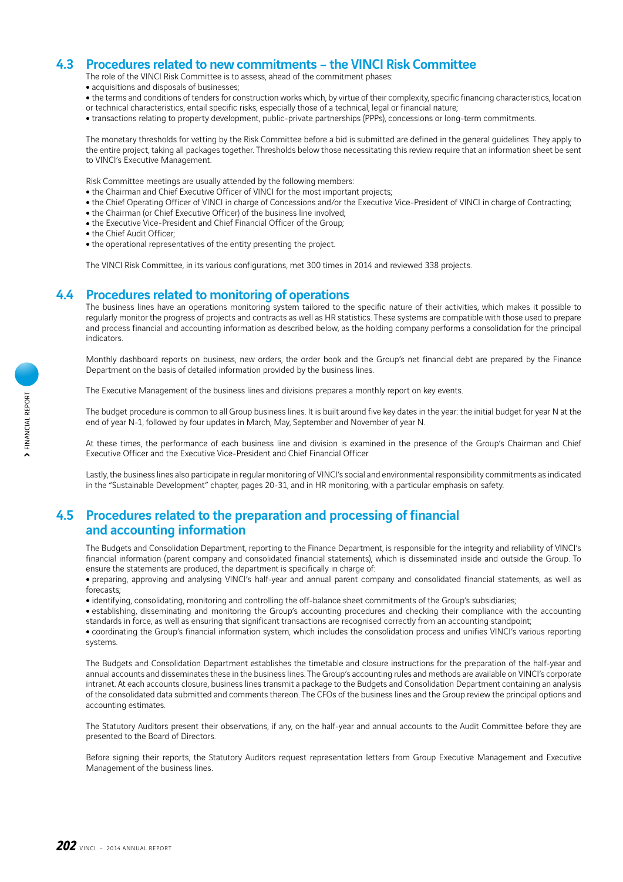## 4.3 Procedures related to new commitments – the VINCI Risk Committee

The role of the VINCI Risk Committee is to assess, ahead of the commitment phases:

- acquisitions and disposals of businesses;
- the terms and conditions of tenders for construction works which, by virtue of their complexity, specific financing characteristics, location or technical characteristics, entail specific risks, especially those of a technical, legal or financial nature;
- transactions relating to property development, public-private partnerships (PPPs), concessions or long-term commitments.

The monetary thresholds for vetting by the Risk Committee before a bid is submitted are defined in the general guidelines. They apply to the entire project, taking all packages together. Thresholds below those necessitating this review require that an information sheet be sent to VINCI's Executive Management.

Risk Committee meetings are usually attended by the following members:

- the Chairman and Chief Executive Officer of VINCI for the most important projects;
- the Chief Operating Officer of VINCI in charge of Concessions and/or the Executive Vice-President of VINCI in charge of Contracting;
- the Chairman (or Chief Executive Officer) of the business line involved;
- the Executive Vice-President and Chief Financial Officer of the Group;
- the Chief Audit Officer;
- the operational representatives of the entity presenting the project.

The VINCI Risk Committee, in its various configurations, met 300 times in 2014 and reviewed 338 projects.

## 4.4 Procedures related to monitoring of operations

The business lines have an operations monitoring system tailored to the specific nature of their activities, which makes it possible to regularly monitor the progress of projects and contracts as well as HR statistics. These systems are compatible with those used to prepare and process financial and accounting information as described below, as the holding company performs a consolidation for the principal indicators.

Monthly dashboard reports on business, new orders, the order book and the Group's net financial debt are prepared by the Finance Department on the basis of detailed information provided by the business lines.

The Executive Management of the business lines and divisions prepares a monthly report on key events.

The budget procedure is common to all Group business lines. It is built around five key dates in the year: the initial budget for year N at the end of year N-1, followed by four updates in March, May, September and November of year N.

At these times, the performance of each business line and division is examined in the presence of the Group's Chairman and Chief Executive Officer and the Executive Vice-President and Chief Financial Officer.

Lastly, the business lines also participate in regular monitoring of VINCI's social and environmental responsibility commitments as indicated in the "Sustainable Development" chapter, pages 20-31, and in HR monitoring, with a particular emphasis on safety.

## 4.5 Procedures related to the preparation and processing of financial and accounting information

The Budgets and Consolidation Department, reporting to the Finance Department, is responsible for the integrity and reliability of VINCI's financial information (parent company and consolidated financial statements), which is disseminated inside and outside the Group. To ensure the statements are produced, the department is specifically in charge of:

- preparing, approving and analysing VINCI's half-year and annual parent company and consolidated financial statements, as well as forecasts;
- identifying, consolidating, monitoring and controlling the off-balance sheet commitments of the Group's subsidiaries;
- establishing, disseminating and monitoring the Group's accounting procedures and checking their compliance with the accounting standards in force, as well as ensuring that significant transactions are recognised correctly from an accounting standpoint;
- coordinating the Group's financial information system, which includes the consolidation process and unifies VINCI's various reporting systems.

The Budgets and Consolidation Department establishes the timetable and closure instructions for the preparation of the half-year and annual accounts and disseminates these in the business lines. The Group's accounting rules and methods are available on VINCI's corporate intranet. At each accounts closure, business lines transmit a package to the Budgets and Consolidation Department containing an analysis of the consolidated data submitted and comments thereon. The CFOs of the business lines and the Group review the principal options and accounting estimates.

The Statutory Auditors present their observations, if any, on the half-year and annual accounts to the Audit Committee before they are presented to the Board of Directors.

Before signing their reports, the Statutory Auditors request representation letters from Group Executive Management and Executive Management of the business lines.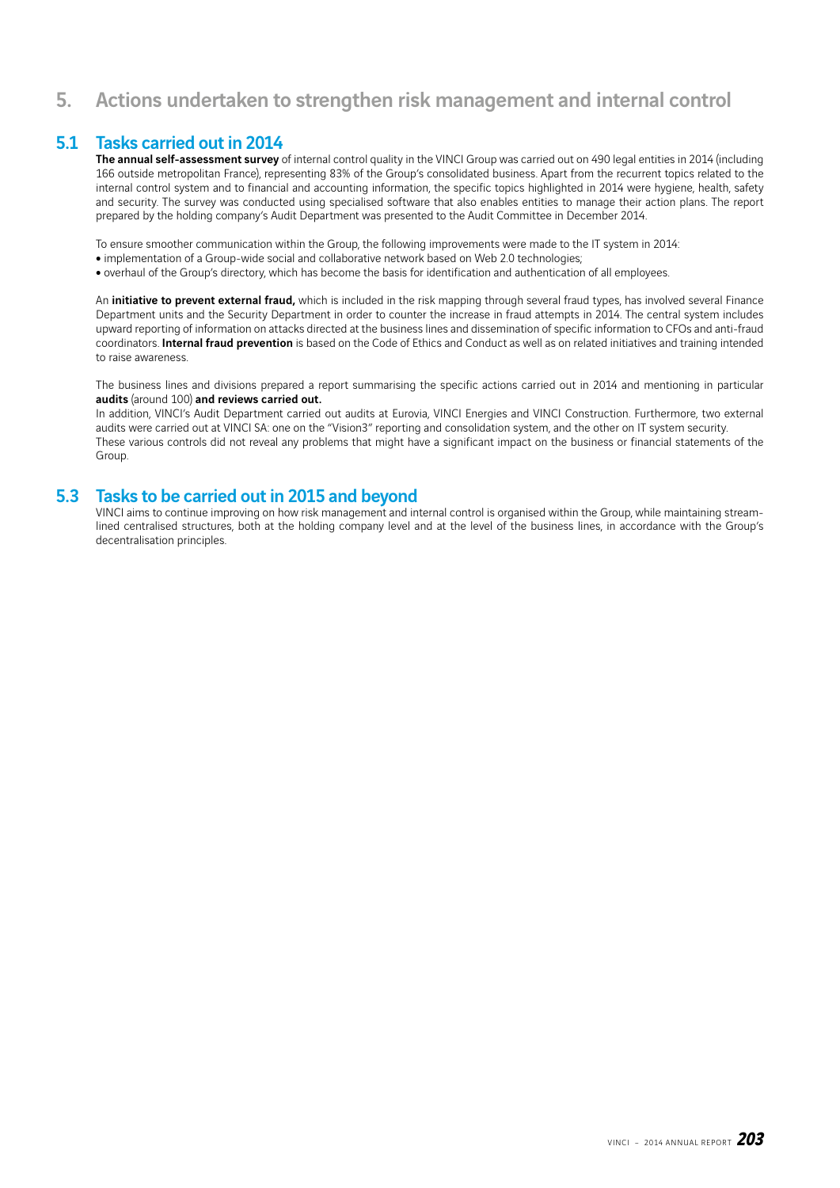# 5. Actions undertaken to strengthen risk management and internal control

## 5.1 Tasks carried out in 2014

**The annual self-assessment survey** of internal control quality in the VINCI Group was carried out on 490 legal entities in 2014 (including 166 outside metropolitan France), representing 83% of the Group's consolidated business. Apart from the recurrent topics related to the internal control system and to financial and accounting information, the specific topics highlighted in 2014 were hygiene, health, safety and security. The survey was conducted using specialised software that also enables entities to manage their action plans. The report prepared by the holding company's Audit Department was presented to the Audit Committee in December 2014.

To ensure smoother communication within the Group, the following improvements were made to the IT system in 2014:

- implementation of a Group-wide social and collaborative network based on Web 2.0 technologies;
- overhaul of the Group's directory, which has become the basis for identification and authentication of all employees.

An **initiative to prevent external fraud,** which is included in the risk mapping through several fraud types, has involved several Finance Department units and the Security Department in order to counter the increase in fraud attempts in 2014. The central system includes upward reporting of information on attacks directed at the business lines and dissemination of specific information to CFOs and anti-fraud coordinators. **Internal fraud prevention** is based on the Code of Ethics and Conduct as well as on related initiatives and training intended to raise awareness.

The business lines and divisions prepared a report summarising the specific actions carried out in 2014 and mentioning in particular **audits** (around 100) **and reviews carried out.**

In addition, VINCI's Audit Department carried out audits at Eurovia, VINCI Energies and VINCI Construction. Furthermore, two external audits were carried out at VINCI SA: one on the "Vision3" reporting and consolidation system, and the other on IT system security.

These various controls did not reveal any problems that might have a significant impact on the business or financial statements of the Group.

## 5.3 Tasks to be carried out in 2015 and beyond

VINCI aims to continue improving on how risk management and internal control is organised within the Group, while maintaining streamlined centralised structures, both at the holding company level and at the level of the business lines, in accordance with the Group's decentralisation principles.